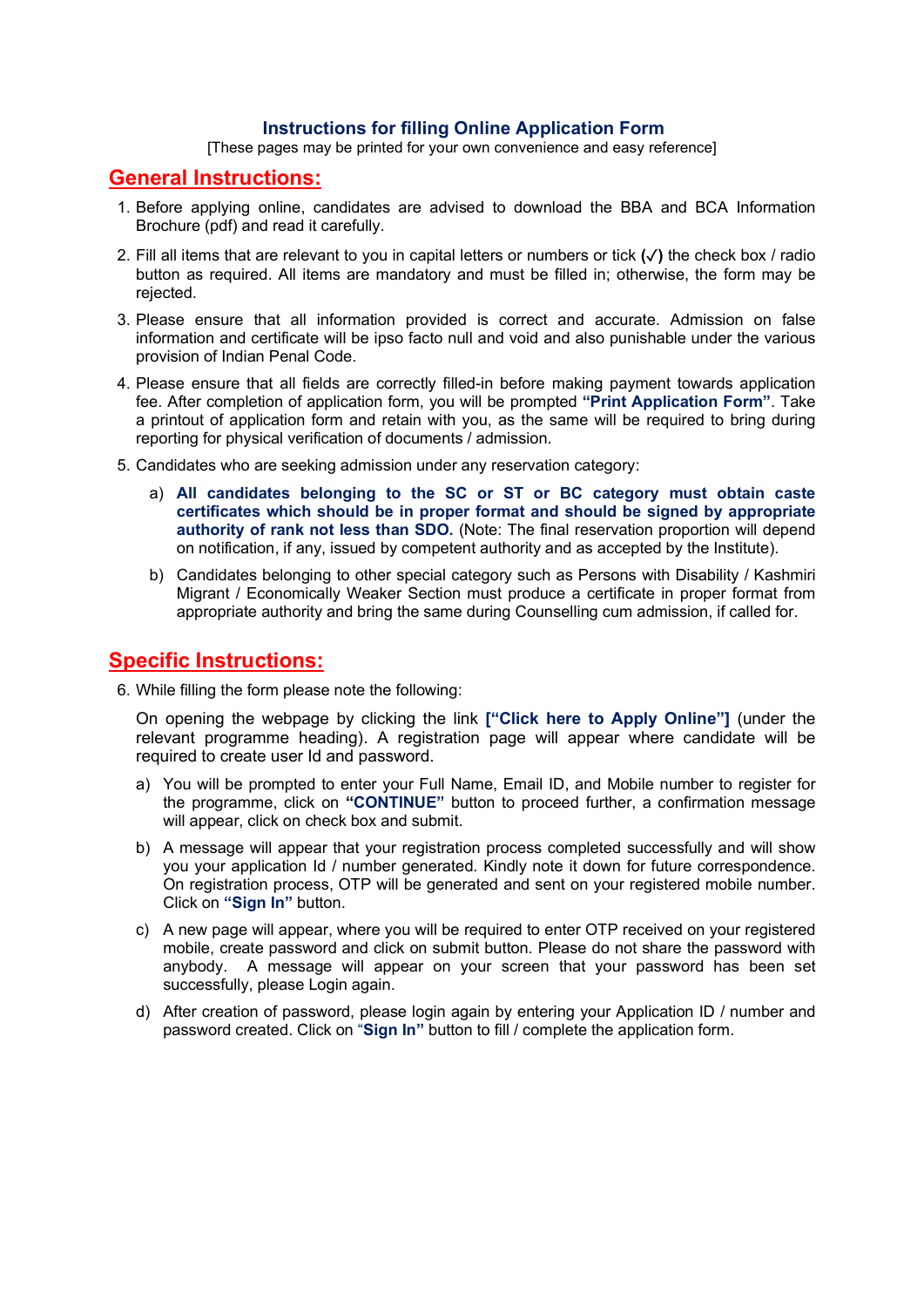# Instructions for filling Online Application Form

[These pages may be printed for your own convenience and easy reference]

## General Instructions:

1. Before applying online, candidates are advised to download the BBA and BCA Information Brochure (pdf) and read it carefully.
2. Fill all items that are relevant to you in capital letters or numbers or tick **(✓)** the check box / radio button as required. All items are mandatory and must be filled in; otherwise, the form may be rejected.
3. Please ensure that all information provided is correct and accurate. Admission on false information and certificate will be ipso facto null and void and also punishable under the various provision of Indian Penal Code.
4. Please ensure that all fields are correctly filled-in before making payment towards application fee. After completion of application form, you will be prompted **"Print Application Form"**. Take a printout of application form and retain with you, as the same will be required to bring during reporting for physical verification of documents / admission.
5. Candidates who are seeking admission under any reservation category:
   a) **All candidates belonging to the SC or ST or BC category must obtain caste certificates which should be in proper format and should be signed by appropriate authority of rank not less than SDO.** (Note: The final reservation proportion will depend on notification, if any, issued by competent authority and as accepted by the Institute).
   
   b) Candidates belonging to other special category such as Persons with Disability / Kashmiri Migrant / Economically Weaker Section must produce a certificate in proper format from appropriate authority and bring the same during Counselling cum admission, if called for.

## Specific Instructions:

6. While filling the form please note the following:

   On opening the webpage by clicking the link **["Click here to Apply Online"]** (under the relevant programme heading). A registration page will appear where candidate will be required to create user Id and password.

   a) You will be prompted to enter your Full Name, Email ID, and Mobile number to register for the programme, click on **"CONTINUE"** button to proceed further, a confirmation message will appear, click on check box and submit.
   
   b) A message will appear that your registration process completed successfully and will show you your application Id / number generated. Kindly note it down for future correspondence. On registration process, OTP will be generated and sent on your registered mobile number. Click on **"Sign In"** button.
   
   c) A new page will appear, where you will be required to enter OTP received on your registered mobile, create password and click on submit button. Please do not share the password with anybody. A message will appear on your screen that your password has been set successfully, please Login again.
   
   d) After creation of password, please login again by entering your Application ID / number and password created. Click on "**Sign In"** button to fill / complete the application form.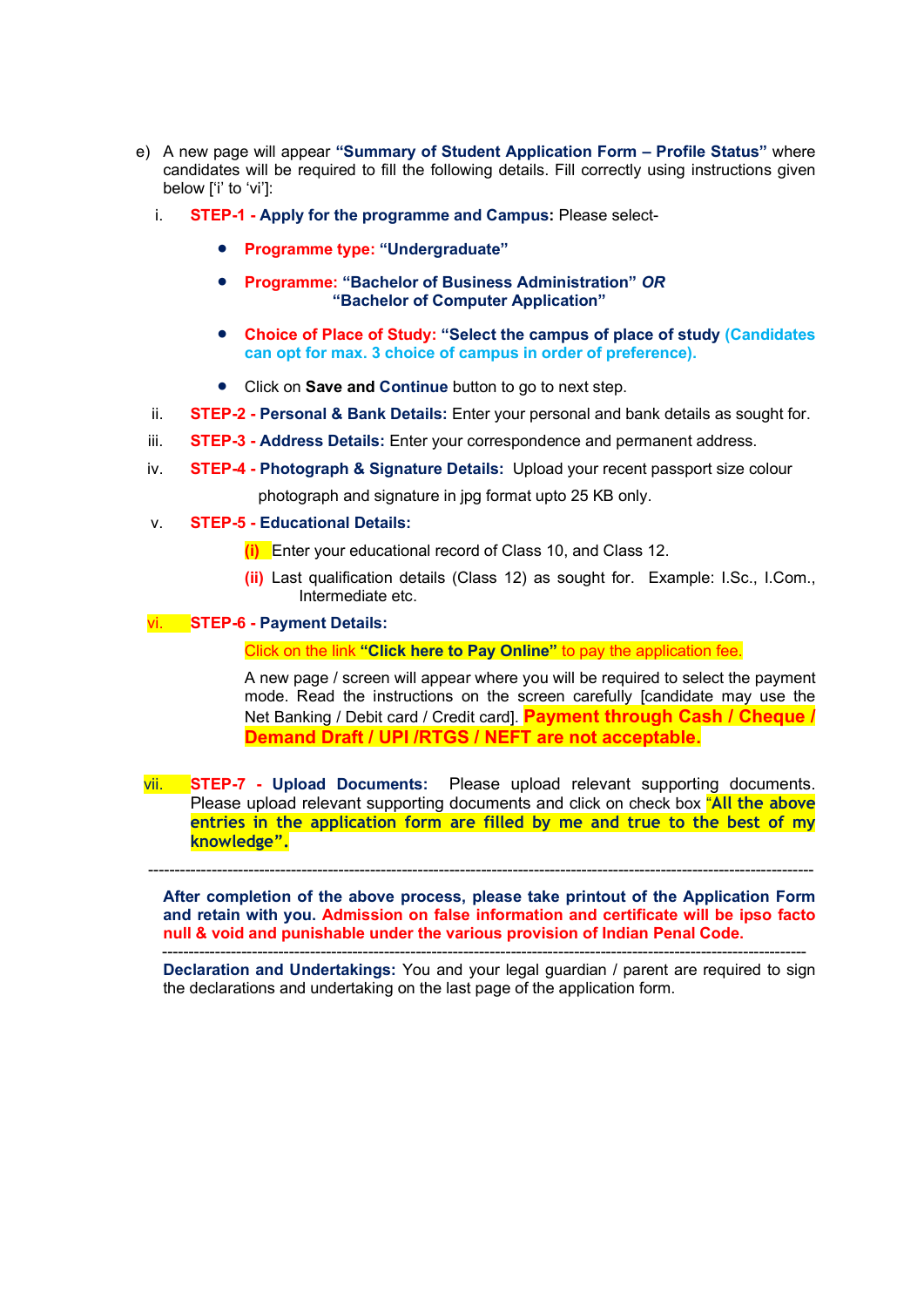e) A new page will appear **"Summary of Student Application Form – Profile Status"** where candidates will be required to fill the following details. Fill correctly using instructions given below ['i' to 'vi']:

i. **STEP-1 - Apply for the programme and Campus:** Please select-

- **Programme type: "Undergraduate"**
- **Programme: "Bachelor of Business Administration"** ***OR*** **"Bachelor of Computer Application"**
- **Choice of Place of Study: "Select the campus of place of study (Candidates can opt for max. 3 choice of campus in order of preference).**
- Click on **Save and Continue** button to go to next step.

ii. **STEP-2 - Personal & Bank Details:** Enter your personal and bank details as sought for.

iii. **STEP-3 - Address Details:** Enter your correspondence and permanent address.

iv. **STEP-4 - Photograph & Signature Details:** Upload your recent passport size colour photograph and signature in jpg format upto 25 KB only.

v. **STEP-5 - Educational Details:**

**(i)** Enter your educational record of Class 10, and Class 12.

**(ii)** Last qualification details (Class 12) as sought for. Example: I.Sc., I.Com., Intermediate etc.

vi. **STEP-6 - Payment Details:**

Click on the link **"Click here to Pay Online"** to pay the application fee.

A new page / screen will appear where you will be required to select the payment mode. Read the instructions on the screen carefully [candidate may use the Net Banking / Debit card / Credit card]. **Payment through Cash / Cheque / Demand Draft / UPI /RTGS / NEFT are not acceptable.**

vii. **STEP-7 - Upload Documents:** Please upload relevant supporting documents. Please upload relevant supporting documents and click on check box **"All the above entries in the application form are filled by me and true to the best of my knowledge".**

---

**After completion of the above process, please take printout of the Application Form and retain with you. Admission on false information and certificate will be ipso facto null & void and punishable under the various provision of Indian Penal Code.**

---

**Declaration and Undertakings:** You and your legal guardian / parent are required to sign the declarations and undertaking on the last page of the application form.